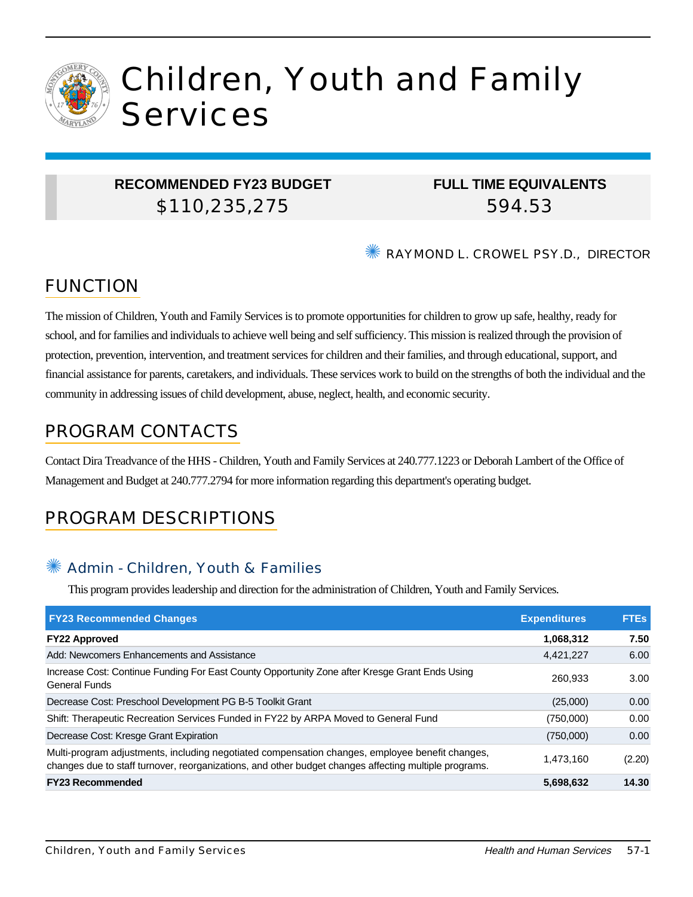# Children, Youth and Family Services

| RECOMMENDED FY23 BUDGET | FULL TIME EQUIVALENTS |
|---|---|
| $110,235,275 | 594.53 |

RAYMOND L. CROWEL PSY.D., DIRECTOR

## FUNCTION

The mission of Children, Youth and Family Services is to promote opportunities for children to grow up safe, healthy, ready for school, and for families and individuals to achieve well being and self sufficiency. This mission is realized through the provision of protection, prevention, intervention, and treatment services for children and their families, and through educational, support, and financial assistance for parents, caretakers, and individuals. These services work to build on the strengths of both the individual and the community in addressing issues of child development, abuse, neglect, health, and economic security.

## PROGRAM CONTACTS

Contact Dira Treadvance of the HHS - Children, Youth and Family Services at 240.777.1223 or Deborah Lambert of the Office of Management and Budget at 240.777.2794 for more information regarding this department's operating budget.

## PROGRAM DESCRIPTIONS

### Admin - Children, Youth & Families

This program provides leadership and direction for the administration of Children, Youth and Family Services.

| FY23 Recommended Changes | Expenditures | FTEs |
|---|---|---|
| **FY22 Approved** | **1,068,312** | **7.50** |
| Add: Newcomers Enhancements and Assistance | 4,421,227 | 6.00 |
| Increase Cost: Continue Funding For East County Opportunity Zone after Kresge Grant Ends Using General Funds | 260,933 | 3.00 |
| Decrease Cost: Preschool Development PG B-5 Toolkit Grant | (25,000) | 0.00 |
| Shift: Therapeutic Recreation Services Funded in FY22 by ARPA Moved to General Fund | (750,000) | 0.00 |
| Decrease Cost: Kresge Grant Expiration | (750,000) | 0.00 |
| Multi-program adjustments, including negotiated compensation changes, employee benefit changes, changes due to staff turnover, reorganizations, and other budget changes affecting multiple programs. | 1,473,160 | (2.20) |
| **FY23 Recommended** | **5,698,632** | **14.30** |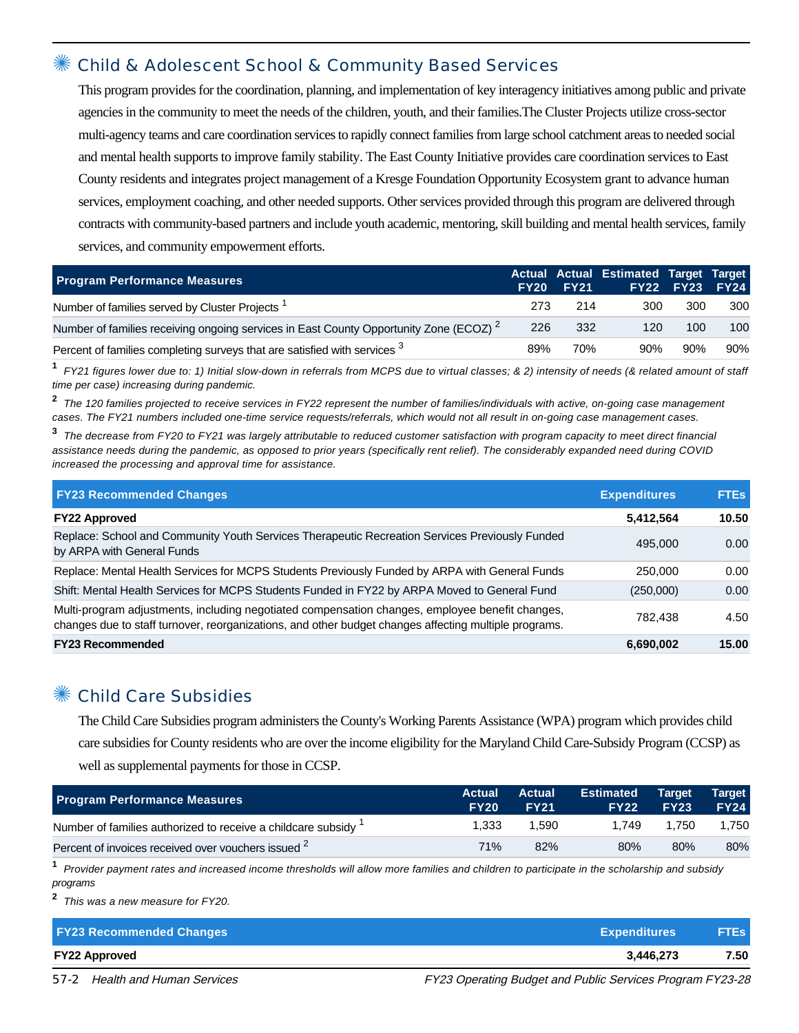## Child & Adolescent School & Community Based Services

This program provides for the coordination, planning, and implementation of key interagency initiatives among public and private agencies in the community to meet the needs of the children, youth, and their families.The Cluster Projects utilize cross-sector multi-agency teams and care coordination services to rapidly connect families from large school catchment areas to needed social and mental health supports to improve family stability. The East County Initiative provides care coordination services to East County residents and integrates project management of a Kresge Foundation Opportunity Ecosystem grant to advance human services, employment coaching, and other needed supports. Other services provided through this program are delivered through contracts with community-based partners and include youth academic, mentoring, skill building and mental health services, family services, and community empowerment efforts.

| Program Performance Measures | Actual FY20 | Actual FY21 | Estimated FY22 | Target FY23 | Target FY24 |
|---|---|---|---|---|---|
| Number of families served by Cluster Projects [1] | 273 | 214 | 300 | 300 | 300 |
| Number of families receiving ongoing services in East County Opportunity Zone (ECOZ) [2] | 226 | 332 | 120 | 100 | 100 |
| Percent of families completing surveys that are satisfied with services [3] | 89% | 70% | 90% | 90% | 90% |

[1] *FY21 figures lower due to: 1) Initial slow-down in referrals from MCPS due to virtual classes; & 2) intensity of needs (& related amount of staff time per case) increasing during pandemic.*

[2] *The 120 families projected to receive services in FY22 represent the number of families/individuals with active, on-going case management cases. The FY21 numbers included one-time service requests/referrals, which would not all result in on-going case management cases.*

[3] *The decrease from FY20 to FY21 was largely attributable to reduced customer satisfaction with program capacity to meet direct financial assistance needs during the pandemic, as opposed to prior years (specifically rent relief). The considerably expanded need during COVID increased the processing and approval time for assistance.*

| FY23 Recommended Changes | Expenditures | FTEs |
|---|---|---|
| **FY22 Approved** | **5,412,564** | **10.50** |
| Replace: School and Community Youth Services Therapeutic Recreation Services Previously Funded by ARPA with General Funds | 495,000 | 0.00 |
| Replace: Mental Health Services for MCPS Students Previously Funded by ARPA with General Funds | 250,000 | 0.00 |
| Shift: Mental Health Services for MCPS Students Funded in FY22 by ARPA Moved to General Fund | (250,000) | 0.00 |
| Multi-program adjustments, including negotiated compensation changes, employee benefit changes, changes due to staff turnover, reorganizations, and other budget changes affecting multiple programs. | 782,438 | 4.50 |
| **FY23 Recommended** | **6,690,002** | **15.00** |

## Child Care Subsidies

The Child Care Subsidies program administers the County's Working Parents Assistance (WPA) program which provides child care subsidies for County residents who are over the income eligibility for the Maryland Child Care-Subsidy Program (CCSP) as well as supplemental payments for those in CCSP.

| Program Performance Measures | Actual FY20 | Actual FY21 | Estimated FY22 | Target FY23 | Target FY24 |
|---|---|---|---|---|---|
| Number of families authorized to receive a childcare subsidy [1] | 1,333 | 1,590 | 1,749 | 1,750 | 1,750 |
| Percent of invoices received over vouchers issued [2] | 71% | 82% | 80% | 80% | 80% |

[1] *Provider payment rates and increased income thresholds will allow more families and children to participate in the scholarship and subsidy programs*

[2] *This was a new measure for FY20.*

| FY23 Recommended Changes | Expenditures | FTEs |
|---|---|---|
| **FY22 Approved** | **3,446,273** | **7.50** |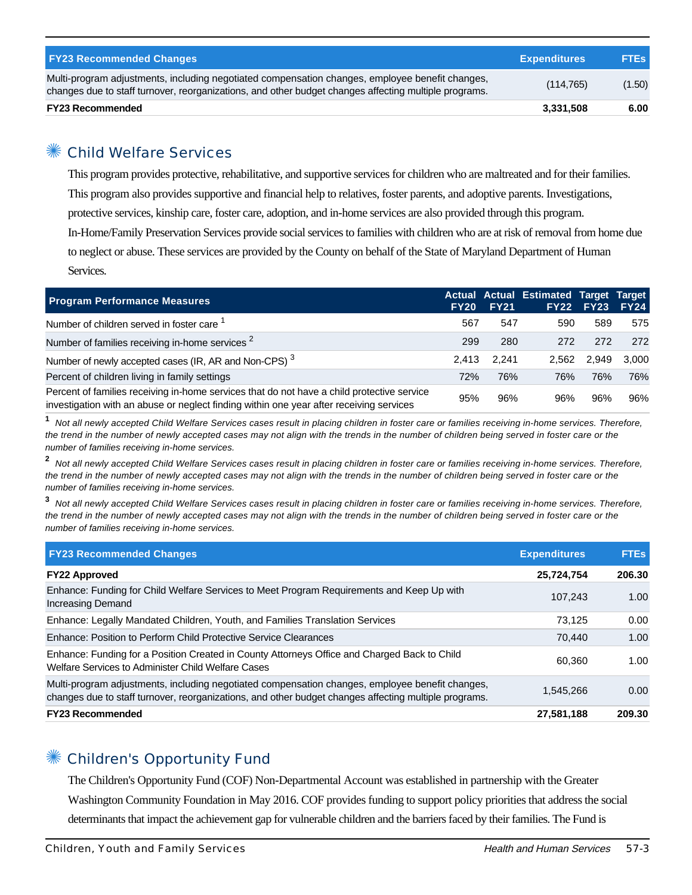| FY23 Recommended Changes | Expenditures | FTEs |
|---|---|---|
| Multi-program adjustments, including negotiated compensation changes, employee benefit changes, changes due to staff turnover, reorganizations, and other budget changes affecting multiple programs. | (114,765) | (1.50) |
| **FY23 Recommended** | **3,331,508** | **6.00** |

## Child Welfare Services

This program provides protective, rehabilitative, and supportive services for children who are maltreated and for their families. This program also provides supportive and financial help to relatives, foster parents, and adoptive parents. Investigations, protective services, kinship care, foster care, adoption, and in-home services are also provided through this program. In-Home/Family Preservation Services provide social services to families with children who are at risk of removal from home due to neglect or abuse. These services are provided by the County on behalf of the State of Maryland Department of Human Services.

| Program Performance Measures | Actual FY20 | Actual FY21 | Estimated FY22 | Target FY23 | Target FY24 |
|---|---|---|---|---|---|
| Number of children served in foster care [1] | 567 | 547 | 590 | 589 | 575 |
| Number of families receiving in-home services [2] | 299 | 280 | 272 | 272 | 272 |
| Number of newly accepted cases (IR, AR and Non-CPS) [3] | 2,413 | 2,241 | 2,562 | 2,949 | 3,000 |
| Percent of children living in family settings | 72% | 76% | 76% | 76% | 76% |
| Percent of families receiving in-home services that do not have a child protective service investigation with an abuse or neglect finding within one year after receiving services | 95% | 96% | 96% | 96% | 96% |

[1] *Not all newly accepted Child Welfare Services cases result in placing children in foster care or families receiving in-home services. Therefore, the trend in the number of newly accepted cases may not align with the trends in the number of children being served in foster care or the number of families receiving in-home services.*

[2] *Not all newly accepted Child Welfare Services cases result in placing children in foster care or families receiving in-home services. Therefore, the trend in the number of newly accepted cases may not align with the trends in the number of children being served in foster care or the number of families receiving in-home services.*

[3] *Not all newly accepted Child Welfare Services cases result in placing children in foster care or families receiving in-home services. Therefore, the trend in the number of newly accepted cases may not align with the trends in the number of children being served in foster care or the number of families receiving in-home services.*

| FY23 Recommended Changes | Expenditures | FTEs |
|---|---|---|
| **FY22 Approved** | **25,724,754** | **206.30** |
| Enhance: Funding for Child Welfare Services to Meet Program Requirements and Keep Up with Increasing Demand | 107,243 | 1.00 |
| Enhance: Legally Mandated Children, Youth, and Families Translation Services | 73,125 | 0.00 |
| Enhance: Position to Perform Child Protective Service Clearances | 70,440 | 1.00 |
| Enhance: Funding for a Position Created in County Attorneys Office and Charged Back to Child Welfare Services to Administer Child Welfare Cases | 60,360 | 1.00 |
| Multi-program adjustments, including negotiated compensation changes, employee benefit changes, changes due to staff turnover, reorganizations, and other budget changes affecting multiple programs. | 1,545,266 | 0.00 |
| **FY23 Recommended** | **27,581,188** | **209.30** |

## Children's Opportunity Fund

The Children's Opportunity Fund (COF) Non-Departmental Account was established in partnership with the Greater Washington Community Foundation in May 2016. COF provides funding to support policy priorities that address the social determinants that impact the achievement gap for vulnerable children and the barriers faced by their families. The Fund is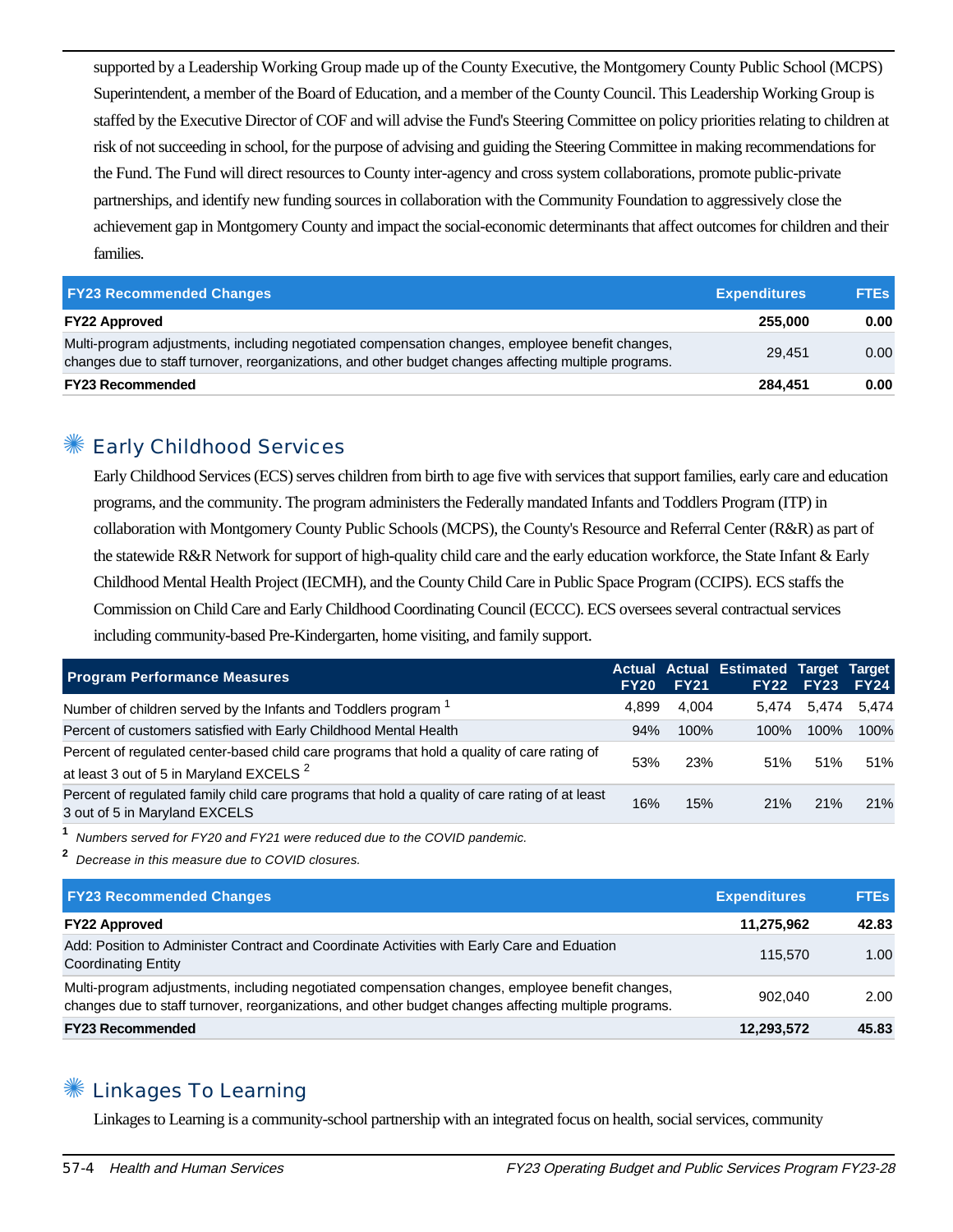supported by a Leadership Working Group made up of the County Executive, the Montgomery County Public School (MCPS) Superintendent, a member of the Board of Education, and a member of the County Council. This Leadership Working Group is staffed by the Executive Director of COF and will advise the Fund's Steering Committee on policy priorities relating to children at risk of not succeeding in school, for the purpose of advising and guiding the Steering Committee in making recommendations for the Fund. The Fund will direct resources to County inter-agency and cross system collaborations, promote public-private partnerships, and identify new funding sources in collaboration with the Community Foundation to aggressively close the achievement gap in Montgomery County and impact the social-economic determinants that affect outcomes for children and their families.

| FY23 Recommended Changes | Expenditures | FTEs |
|---|---|---|
| **FY22 Approved** | **255,000** | **0.00** |
| Multi-program adjustments, including negotiated compensation changes, employee benefit changes, changes due to staff turnover, reorganizations, and other budget changes affecting multiple programs. | 29,451 | 0.00 |
| **FY23 Recommended** | **284,451** | **0.00** |

## Early Childhood Services

Early Childhood Services (ECS) serves children from birth to age five with services that support families, early care and education programs, and the community. The program administers the Federally mandated Infants and Toddlers Program (ITP) in collaboration with Montgomery County Public Schools (MCPS), the County's Resource and Referral Center (R&R) as part of the statewide R&R Network for support of high-quality child care and the early education workforce, the State Infant & Early Childhood Mental Health Project (IECMH), and the County Child Care in Public Space Program (CCIPS). ECS staffs the Commission on Child Care and Early Childhood Coordinating Council (ECCC). ECS oversees several contractual services including community-based Pre-Kindergarten, home visiting, and family support.

| Program Performance Measures | Actual FY20 | Actual FY21 | Estimated FY22 | Target FY23 | Target FY24 |
|---|---|---|---|---|---|
| Number of children served by the Infants and Toddlers program [1] | 4,899 | 4,004 | 5,474 | 5,474 | 5,474 |
| Percent of customers satisfied with Early Childhood Mental Health | 94% | 100% | 100% | 100% | 100% |
| Percent of regulated center-based child care programs that hold a quality of care rating of at least 3 out of 5 in Maryland EXCELS [2] | 53% | 23% | 51% | 51% | 51% |
| Percent of regulated family child care programs that hold a quality of care rating of at least 3 out of 5 in Maryland EXCELS | 16% | 15% | 21% | 21% | 21% |

[1] *Numbers served for FY20 and FY21 were reduced due to the COVID pandemic.*

[2] *Decrease in this measure due to COVID closures.*

| FY23 Recommended Changes | Expenditures | FTEs |
|---|---|---|
| **FY22 Approved** | **11,275,962** | **42.83** |
| Add: Position to Administer Contract and Coordinate Activities with Early Care and Eduation Coordinating Entity | 115,570 | 1.00 |
| Multi-program adjustments, including negotiated compensation changes, employee benefit changes, changes due to staff turnover, reorganizations, and other budget changes affecting multiple programs. | 902,040 | 2.00 |
| **FY23 Recommended** | **12,293,572** | **45.83** |

## Linkages To Learning

Linkages to Learning is a community-school partnership with an integrated focus on health, social services, community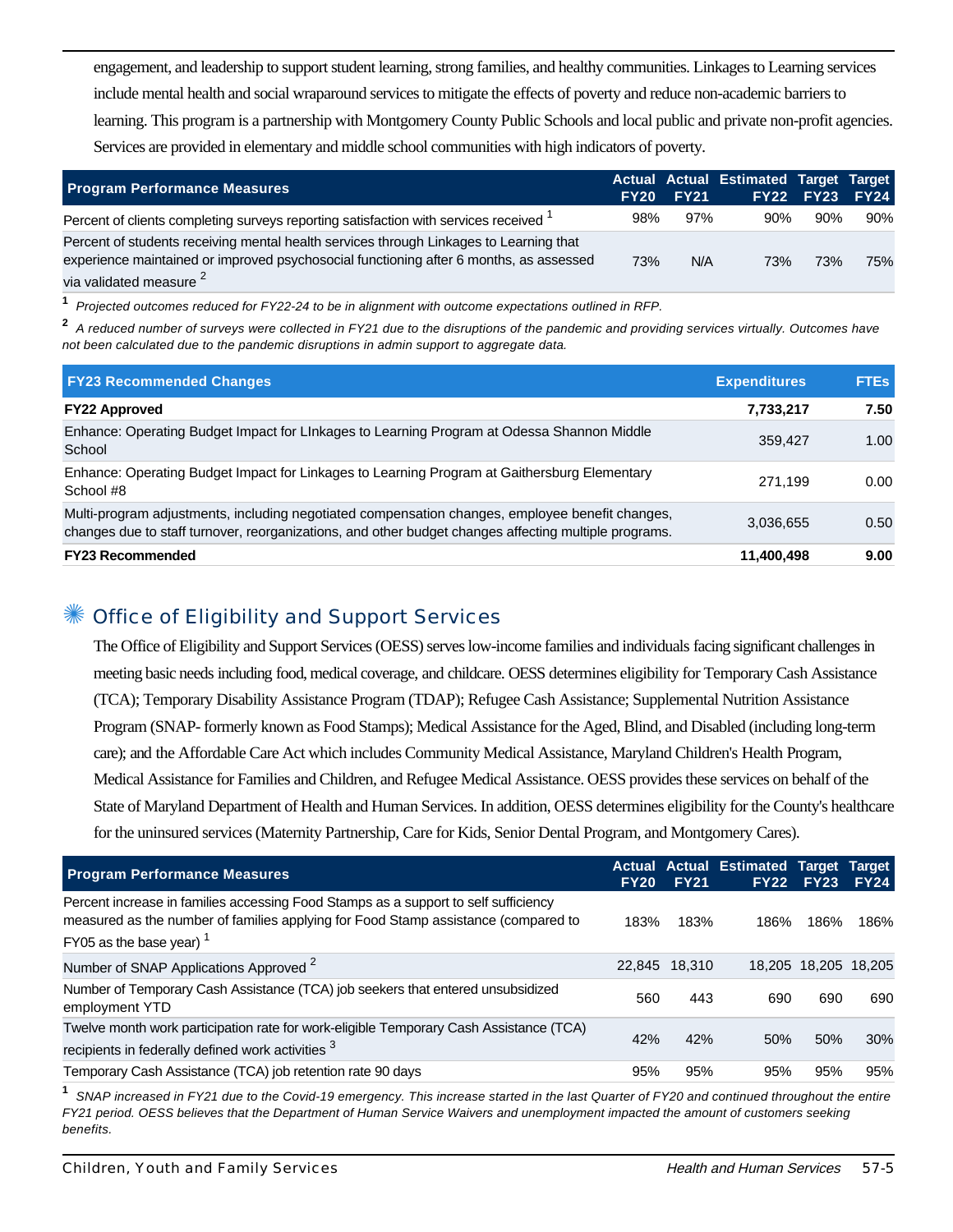engagement, and leadership to support student learning, strong families, and healthy communities. Linkages to Learning services include mental health and social wraparound services to mitigate the effects of poverty and reduce non-academic barriers to learning. This program is a partnership with Montgomery County Public Schools and local public and private non-profit agencies. Services are provided in elementary and middle school communities with high indicators of poverty.

| Program Performance Measures | Actual FY20 | Actual FY21 | Estimated FY22 | Target FY23 | Target FY24 |
|---|---|---|---|---|---|
| Percent of clients completing surveys reporting satisfaction with services received [1] | 98% | 97% | 90% | 90% | 90% |
| Percent of students receiving mental health services through Linkages to Learning that experience maintained or improved psychosocial functioning after 6 months, as assessed via validated measure [2] | 73% | N/A | 73% | 73% | 75% |

[1] *Projected outcomes reduced for FY22-24 to be in alignment with outcome expectations outlined in RFP.*

[2] *A reduced number of surveys were collected in FY21 due to the disruptions of the pandemic and providing services virtually. Outcomes have not been calculated due to the pandemic disruptions in admin support to aggregate data.*

| FY23 Recommended Changes | Expenditures | FTEs |
|---|---|---|
| **FY22 Approved** | **7,733,217** | **7.50** |
| Enhance: Operating Budget Impact for LInkages to Learning Program at Odessa Shannon Middle School | 359,427 | 1.00 |
| Enhance: Operating Budget Impact for Linkages to Learning Program at Gaithersburg Elementary School #8 | 271,199 | 0.00 |
| Multi-program adjustments, including negotiated compensation changes, employee benefit changes, changes due to staff turnover, reorganizations, and other budget changes affecting multiple programs. | 3,036,655 | 0.50 |
| **FY23 Recommended** | **11,400,498** | **9.00** |

## Office of Eligibility and Support Services

The Office of Eligibility and Support Services (OESS) serves low-income families and individuals facing significant challenges in meeting basic needs including food, medical coverage, and childcare. OESS determines eligibility for Temporary Cash Assistance (TCA); Temporary Disability Assistance Program (TDAP); Refugee Cash Assistance; Supplemental Nutrition Assistance Program (SNAP- formerly known as Food Stamps); Medical Assistance for the Aged, Blind, and Disabled (including long-term care); and the Affordable Care Act which includes Community Medical Assistance, Maryland Children's Health Program, Medical Assistance for Families and Children, and Refugee Medical Assistance. OESS provides these services on behalf of the State of Maryland Department of Health and Human Services. In addition, OESS determines eligibility for the County's healthcare for the uninsured services (Maternity Partnership, Care for Kids, Senior Dental Program, and Montgomery Cares).

| Program Performance Measures | Actual FY20 | Actual FY21 | Estimated FY22 | Target FY23 | Target FY24 |
|---|---|---|---|---|---|
| Percent increase in families accessing Food Stamps as a support to self sufficiency measured as the number of families applying for Food Stamp assistance (compared to FY05 as the base year) [1] | 183% | 183% | 186% | 186% | 186% |
| Number of SNAP Applications Approved [2] | 22,845 | 18,310 | 18,205 | 18,205 | 18,205 |
| Number of Temporary Cash Assistance (TCA) job seekers that entered unsubsidized employment YTD | 560 | 443 | 690 | 690 | 690 |
| Twelve month work participation rate for work-eligible Temporary Cash Assistance (TCA) recipients in federally defined work activities [3] | 42% | 42% | 50% | 50% | 30% |
| Temporary Cash Assistance (TCA) job retention rate 90 days | 95% | 95% | 95% | 95% | 95% |

[1] *SNAP increased in FY21 due to the Covid-19 emergency. This increase started in the last Quarter of FY20 and continued throughout the entire FY21 period. OESS believes that the Department of Human Service Waivers and unemployment impacted the amount of customers seeking benefits.*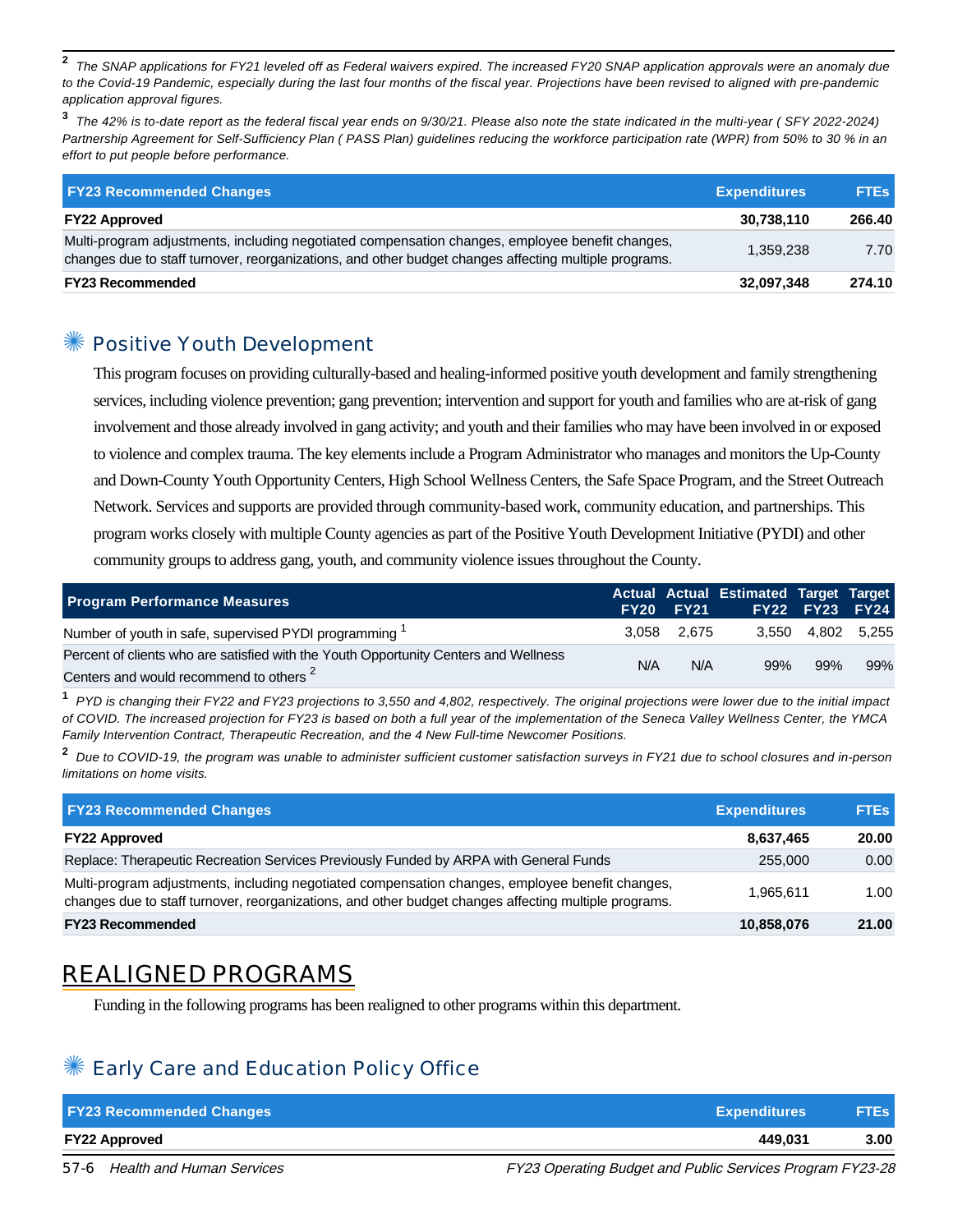[2] *The SNAP applications for FY21 leveled off as Federal waivers expired. The increased FY20 SNAP application approvals were an anomaly due to the Covid-19 Pandemic, especially during the last four months of the fiscal year. Projections have been revised to aligned with pre-pandemic application approval figures.*

[3] *The 42% is to-date report as the federal fiscal year ends on 9/30/21. Please also note the state indicated in the multi-year ( SFY 2022-2024) Partnership Agreement for Self-Sufficiency Plan ( PASS Plan) guidelines reducing the workforce participation rate (WPR) from 50% to 30 % in an effort to put people before performance.*

| FY23 Recommended Changes | Expenditures | FTEs |
|---|---|---|
| **FY22 Approved** | **30,738,110** | **266.40** |
| Multi-program adjustments, including negotiated compensation changes, employee benefit changes, changes due to staff turnover, reorganizations, and other budget changes affecting multiple programs. | 1,359,238 | 7.70 |
| **FY23 Recommended** | **32,097,348** | **274.10** |

## Positive Youth Development

This program focuses on providing culturally-based and healing-informed positive youth development and family strengthening services, including violence prevention; gang prevention; intervention and support for youth and families who are at-risk of gang involvement and those already involved in gang activity; and youth and their families who may have been involved in or exposed to violence and complex trauma. The key elements include a Program Administrator who manages and monitors the Up-County and Down-County Youth Opportunity Centers, High School Wellness Centers, the Safe Space Program, and the Street Outreach Network. Services and supports are provided through community-based work, community education, and partnerships. This program works closely with multiple County agencies as part of the Positive Youth Development Initiative (PYDI) and other community groups to address gang, youth, and community violence issues throughout the County.

| Program Performance Measures | Actual FY20 | Actual FY21 | Estimated FY22 | Target FY23 | Target FY24 |
|---|---|---|---|---|---|
| Number of youth in safe, supervised PYDI programming [1] | 3,058 | 2,675 | 3,550 | 4,802 | 5,255 |
| Percent of clients who are satisfied with the Youth Opportunity Centers and Wellness Centers and would recommend to others [2] | N/A | N/A | 99% | 99% | 99% |

[1] *PYD is changing their FY22 and FY23 projections to 3,550 and 4,802, respectively. The original projections were lower due to the initial impact of COVID. The increased projection for FY23 is based on both a full year of the implementation of the Seneca Valley Wellness Center, the YMCA Family Intervention Contract, Therapeutic Recreation, and the 4 New Full-time Newcomer Positions.*

[2] *Due to COVID-19, the program was unable to administer sufficient customer satisfaction surveys in FY21 due to school closures and in-person limitations on home visits.*

| FY23 Recommended Changes | Expenditures | FTEs |
|---|---|---|
| **FY22 Approved** | **8,637,465** | **20.00** |
| Replace: Therapeutic Recreation Services Previously Funded by ARPA with General Funds | 255,000 | 0.00 |
| Multi-program adjustments, including negotiated compensation changes, employee benefit changes, changes due to staff turnover, reorganizations, and other budget changes affecting multiple programs. | 1,965,611 | 1.00 |
| **FY23 Recommended** | **10,858,076** | **21.00** |

# REALIGNED PROGRAMS

Funding in the following programs has been realigned to other programs within this department.

## Early Care and Education Policy Office

| FY23 Recommended Changes | Expenditures | FTEs |
|---|---|---|
| **FY22 Approved** | **449,031** | **3.00** |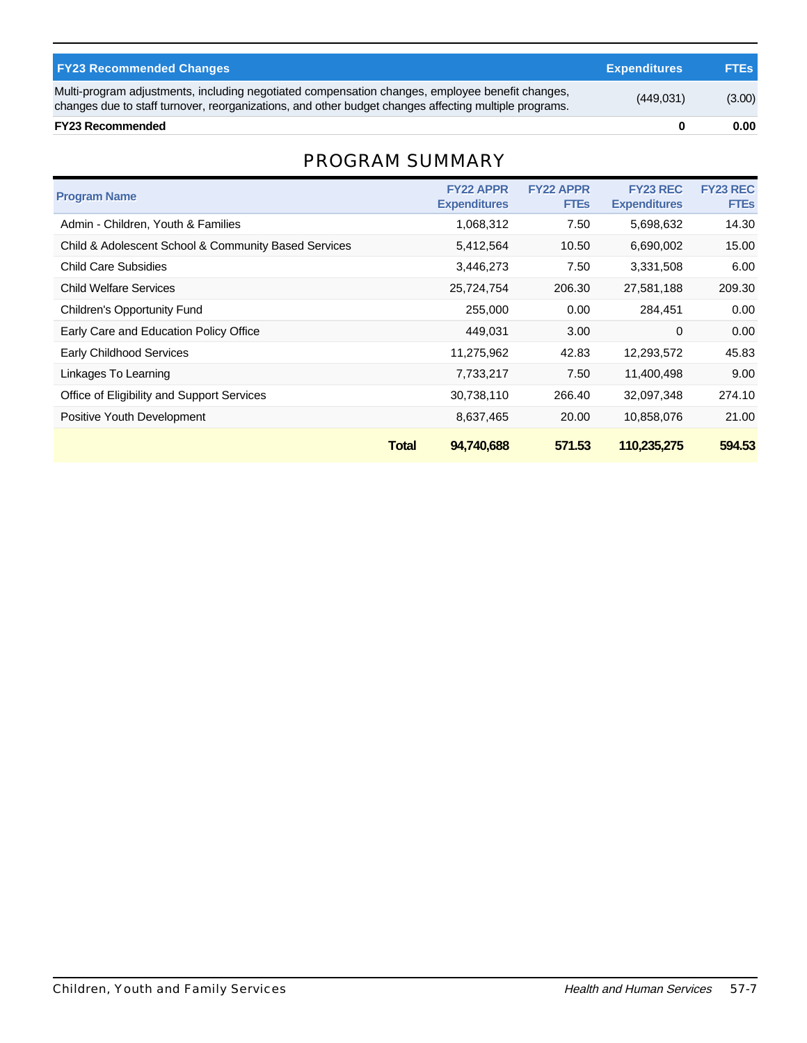| FY23 Recommended Changes | Expenditures | FTEs |
|---|---|---|
| Multi-program adjustments, including negotiated compensation changes, employee benefit changes, changes due to staff turnover, reorganizations, and other budget changes affecting multiple programs. | (449,031) | (3.00) |
| **FY23 Recommended** | **0** | **0.00** |

## PROGRAM SUMMARY

| Program Name | FY22 APPR Expenditures | FY22 APPR FTEs | FY23 REC Expenditures | FY23 REC FTEs |
|---|---|---|---|---|
| Admin - Children, Youth & Families | 1,068,312 | 7.50 | 5,698,632 | 14.30 |
| Child & Adolescent School & Community Based Services | 5,412,564 | 10.50 | 6,690,002 | 15.00 |
| Child Care Subsidies | 3,446,273 | 7.50 | 3,331,508 | 6.00 |
| Child Welfare Services | 25,724,754 | 206.30 | 27,581,188 | 209.30 |
| Children's Opportunity Fund | 255,000 | 0.00 | 284,451 | 0.00 |
| Early Care and Education Policy Office | 449,031 | 3.00 | 0 | 0.00 |
| Early Childhood Services | 11,275,962 | 42.83 | 12,293,572 | 45.83 |
| Linkages To Learning | 7,733,217 | 7.50 | 11,400,498 | 9.00 |
| Office of Eligibility and Support Services | 30,738,110 | 266.40 | 32,097,348 | 274.10 |
| Positive Youth Development | 8,637,465 | 20.00 | 10,858,076 | 21.00 |
| **Total** | **94,740,688** | **571.53** | **110,235,275** | **594.53** |